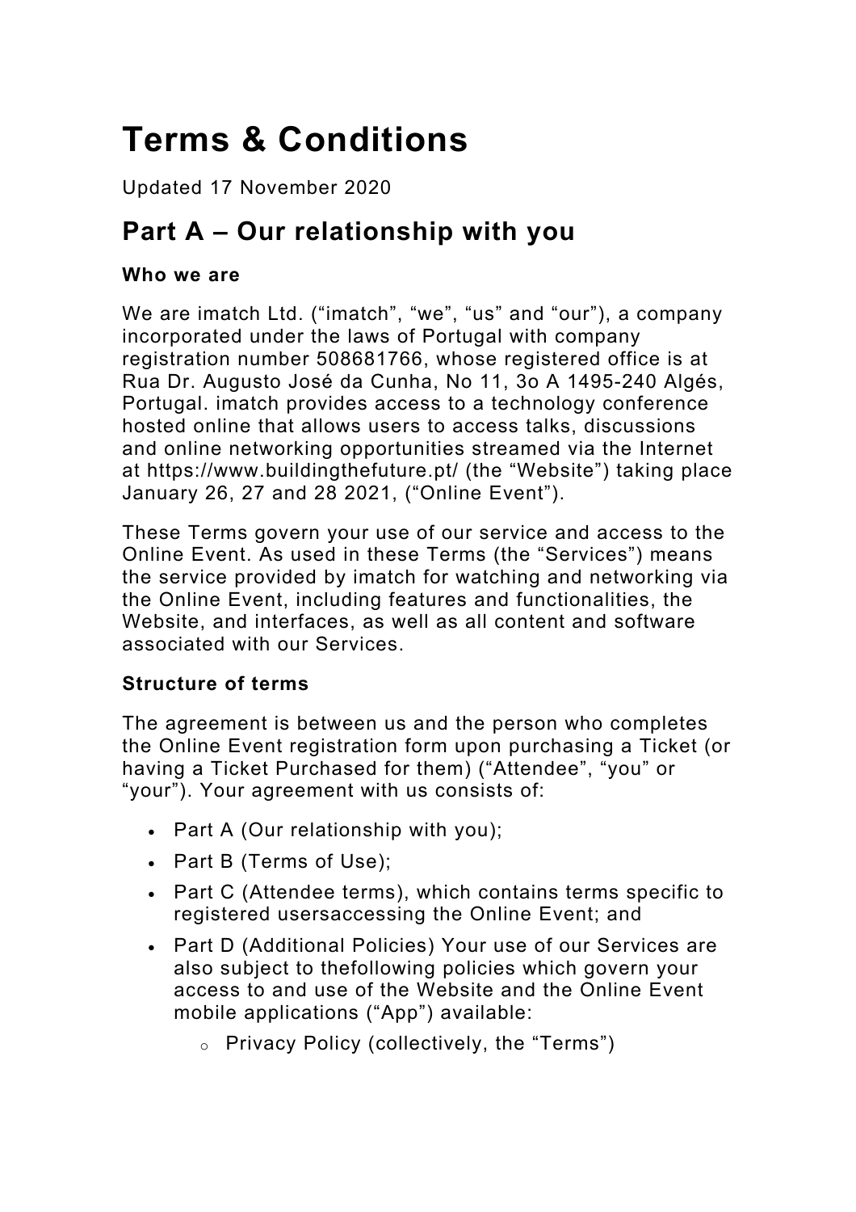# Terms & Conditions

Updated 17 November 2020

## Part A – Our relationship with you

### Who we are

We are imatch Ltd. (“imatch”, “we”, “us” and “our”), a company incorporated under the laws of Portugal with company registration number 508681766, whose registered office is at Rua Dr. Augusto José da Cunha, No 11, 3o A 1495-240 Algés, Portugal. imatch provides access to a technology conference hosted online that allows users to access talks, discussions and online networking opportunities streamed via the Internet at https://www.buildingthefuture.pt/ (the “Website”) taking place January 26, 27 and 28 2021, (“Online Event”).

These Terms govern your use of our service and access to the Online Event. As used in these Terms (the “Services”) means the service provided by imatch for watching and networking via the Online Event, including features and functionalities, the Website, and interfaces, as well as all content and software associated with our Services.

### Structure of terms

The agreement is between us and the person who completes the Online Event registration form upon purchasing a Ticket (or having a Ticket Purchased for them) (“Attendee”, “you” or “your”). Your agreement with us consists of:

- Part A (Our relationship with you);
- Part B (Terms of Use);
- Part C (Attendee terms), which contains terms specific to registered usersaccessing the Online Event; and
- Part D (Additional Policies) Your use of our Services are also subject to thefollowing policies which govern your access to and use of the Website and the Online Event mobile applications (“App”) available:
  - Privacy Policy (collectively, the “Terms”)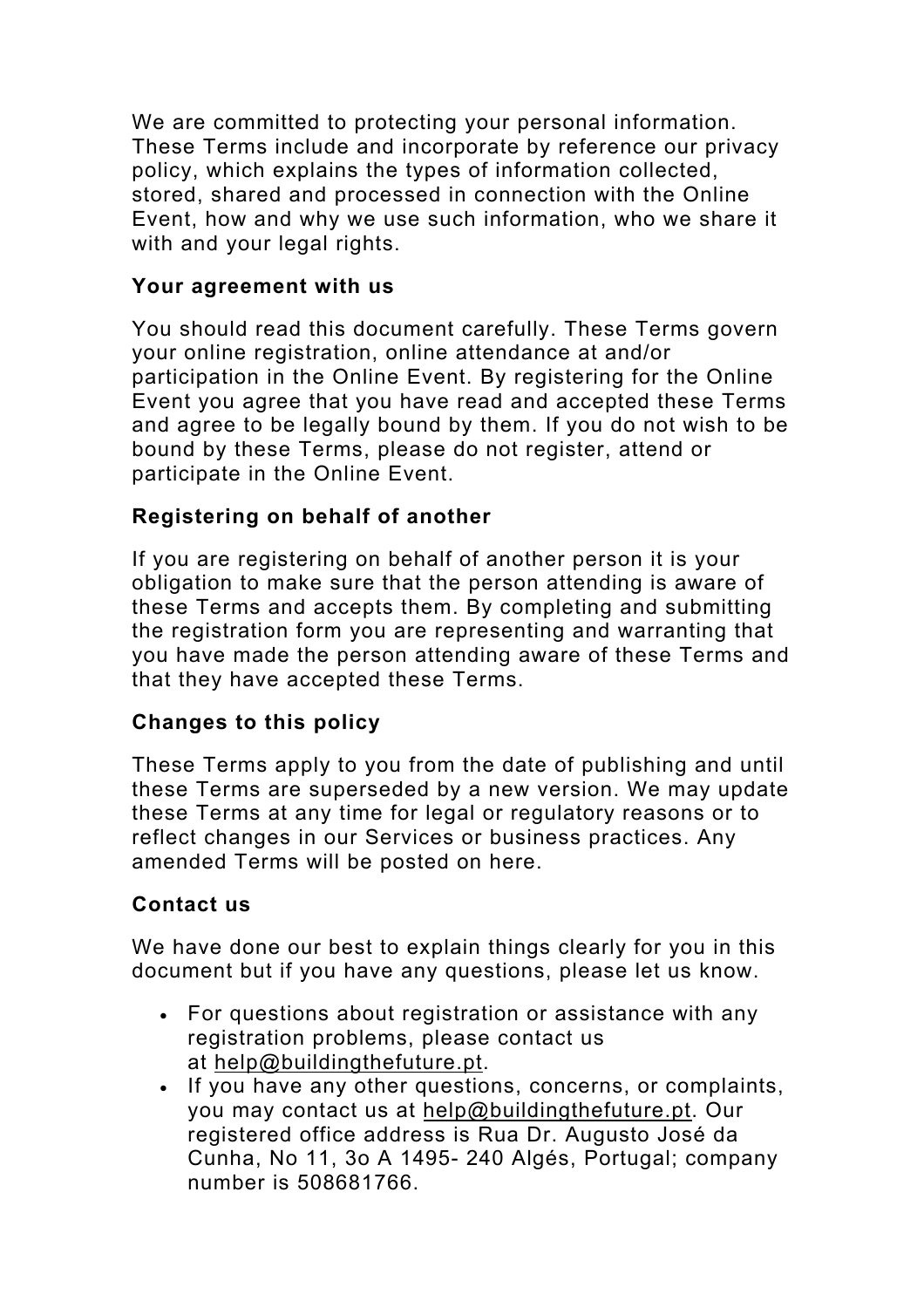We are committed to protecting your personal information. These Terms include and incorporate by reference our privacy policy, which explains the types of information collected, stored, shared and processed in connection with the Online Event, how and why we use such information, who we share it with and your legal rights.

### Your agreement with us

You should read this document carefully. These Terms govern your online registration, online attendance at and/or participation in the Online Event. By registering for the Online Event you agree that you have read and accepted these Terms and agree to be legally bound by them. If you do not wish to be bound by these Terms, please do not register, attend or participate in the Online Event.

### Registering on behalf of another

If you are registering on behalf of another person it is your obligation to make sure that the person attending is aware of these Terms and accepts them. By completing and submitting the registration form you are representing and warranting that you have made the person attending aware of these Terms and that they have accepted these Terms.

### Changes to this policy

These Terms apply to you from the date of publishing and until these Terms are superseded by a new version. We may update these Terms at any time for legal or regulatory reasons or to reflect changes in our Services or business practices. Any amended Terms will be posted on here.

### Contact us

We have done our best to explain things clearly for you in this document but if you have any questions, please let us know.

- For questions about registration or assistance with any registration problems, please contact us at help@buildingthefuture.pt.
- If you have any other questions, concerns, or complaints, you may contact us at help@buildingthefuture.pt. Our registered office address is Rua Dr. Augusto José da Cunha, No 11, 3o A 1495- 240 Algés, Portugal; company number is 508681766.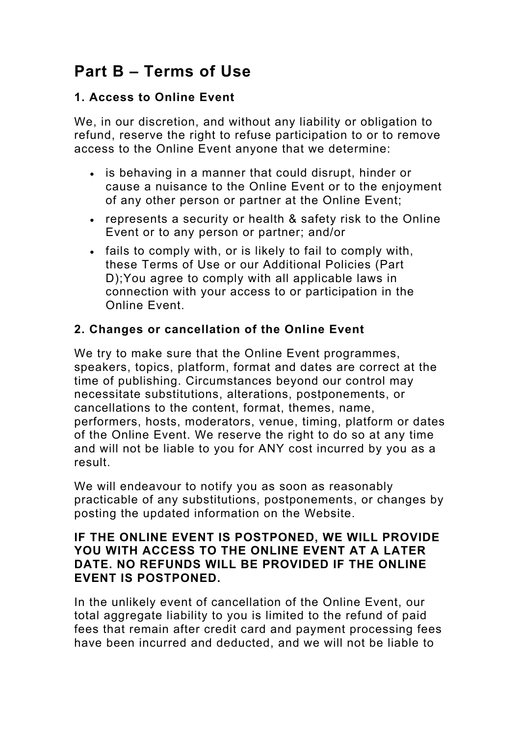## Part B – Terms of Use

### 1. Access to Online Event

We, in our discretion, and without any liability or obligation to refund, reserve the right to refuse participation to or to remove access to the Online Event anyone that we determine:

- is behaving in a manner that could disrupt, hinder or cause a nuisance to the Online Event or to the enjoyment of any other person or partner at the Online Event;
- represents a security or health & safety risk to the Online Event or to any person or partner; and/or
- fails to comply with, or is likely to fail to comply with, these Terms of Use or our Additional Policies (Part D);You agree to comply with all applicable laws in connection with your access to or participation in the Online Event.

### 2. Changes or cancellation of the Online Event

We try to make sure that the Online Event programmes, speakers, topics, platform, format and dates are correct at the time of publishing. Circumstances beyond our control may necessitate substitutions, alterations, postponements, or cancellations to the content, format, themes, name, performers, hosts, moderators, venue, timing, platform or dates of the Online Event. We reserve the right to do so at any time and will not be liable to you for ANY cost incurred by you as a result.

We will endeavour to notify you as soon as reasonably practicable of any substitutions, postponements, or changes by posting the updated information on the Website.

**IF THE ONLINE EVENT IS POSTPONED, WE WILL PROVIDE YOU WITH ACCESS TO THE ONLINE EVENT AT A LATER DATE. NO REFUNDS WILL BE PROVIDED IF THE ONLINE EVENT IS POSTPONED.**

In the unlikely event of cancellation of the Online Event, our total aggregate liability to you is limited to the refund of paid fees that remain after credit card and payment processing fees have been incurred and deducted, and we will not be liable to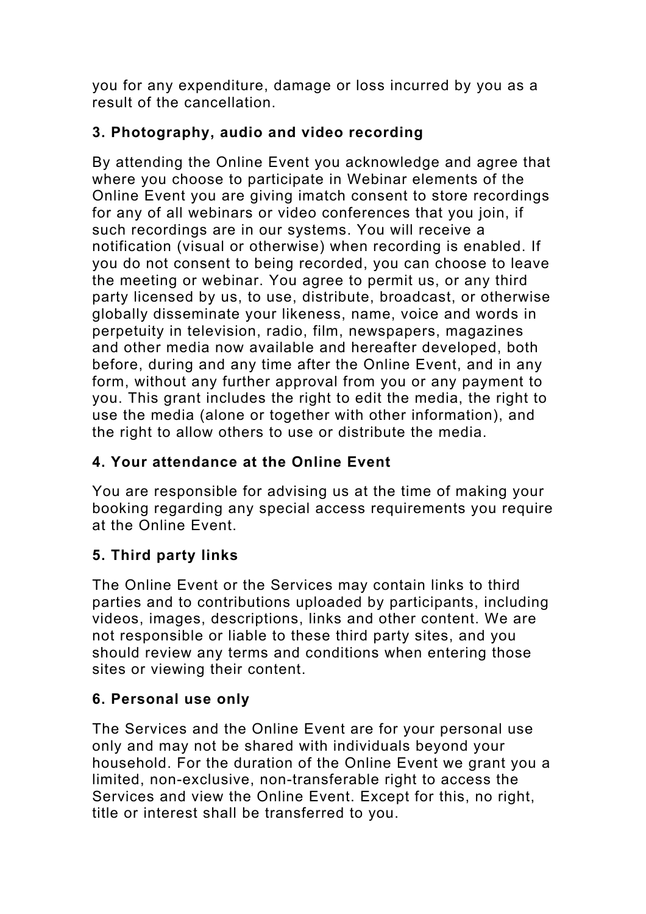you for any expenditure, damage or loss incurred by you as a result of the cancellation.

### 3. Photography, audio and video recording

By attending the Online Event you acknowledge and agree that where you choose to participate in Webinar elements of the Online Event you are giving imatch consent to store recordings for any of all webinars or video conferences that you join, if such recordings are in our systems. You will receive a notification (visual or otherwise) when recording is enabled. If you do not consent to being recorded, you can choose to leave the meeting or webinar. You agree to permit us, or any third party licensed by us, to use, distribute, broadcast, or otherwise globally disseminate your likeness, name, voice and words in perpetuity in television, radio, film, newspapers, magazines and other media now available and hereafter developed, both before, during and any time after the Online Event, and in any form, without any further approval from you or any payment to you. This grant includes the right to edit the media, the right to use the media (alone or together with other information), and the right to allow others to use or distribute the media.

### 4. Your attendance at the Online Event

You are responsible for advising us at the time of making your booking regarding any special access requirements you require at the Online Event.

### 5. Third party links

The Online Event or the Services may contain links to third parties and to contributions uploaded by participants, including videos, images, descriptions, links and other content. We are not responsible or liable to these third party sites, and you should review any terms and conditions when entering those sites or viewing their content.

### 6. Personal use only

The Services and the Online Event are for your personal use only and may not be shared with individuals beyond your household. For the duration of the Online Event we grant you a limited, non-exclusive, non-transferable right to access the Services and view the Online Event. Except for this, no right, title or interest shall be transferred to you.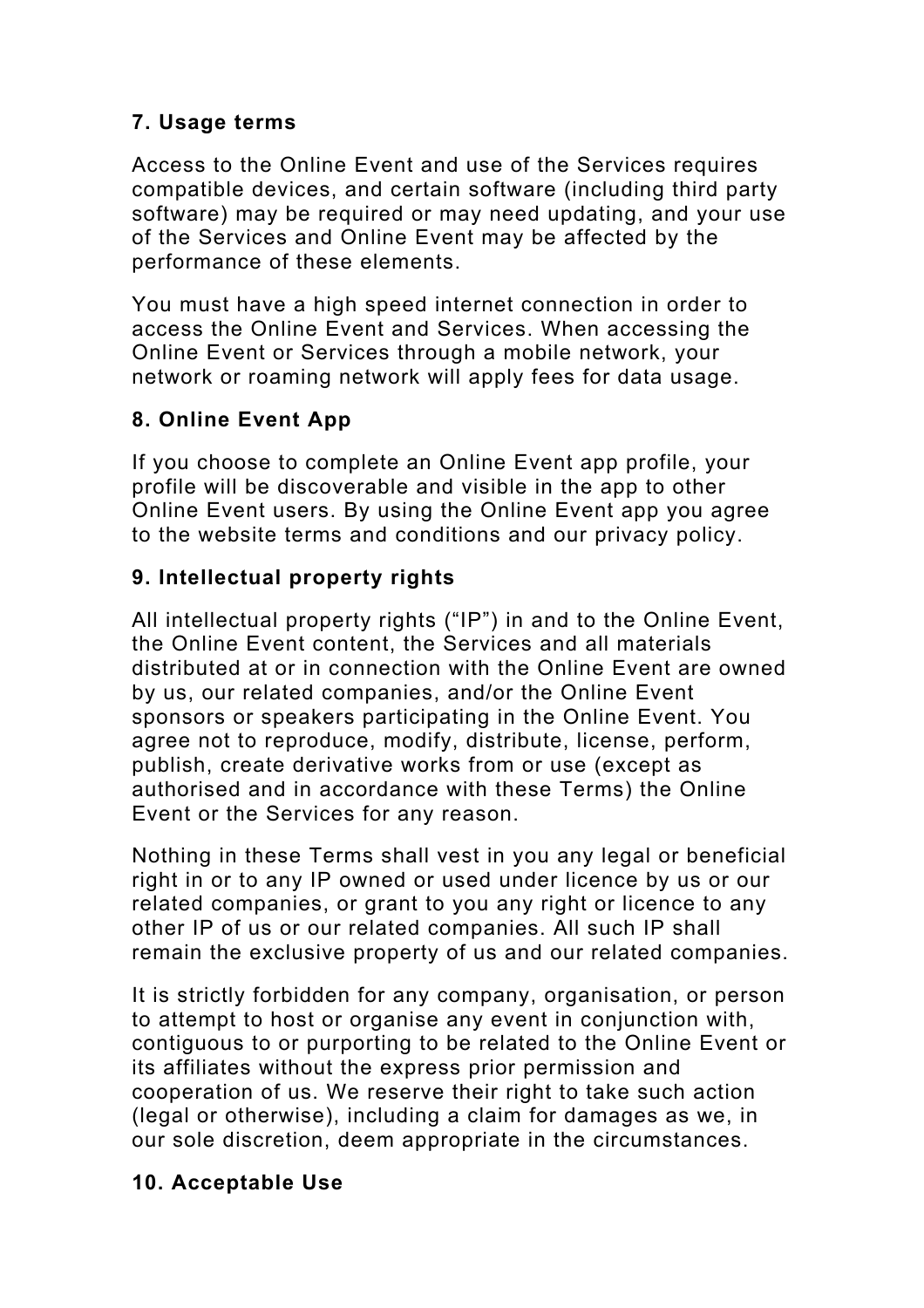**7. Usage terms**

Access to the Online Event and use of the Services requires compatible devices, and certain software (including third party software) may be required or may need updating, and your use of the Services and Online Event may be affected by the performance of these elements.

You must have a high speed internet connection in order to access the Online Event and Services. When accessing the Online Event or Services through a mobile network, your network or roaming network will apply fees for data usage.

**8. Online Event App**

If you choose to complete an Online Event app profile, your profile will be discoverable and visible in the app to other Online Event users. By using the Online Event app you agree to the website terms and conditions and our privacy policy.

**9. Intellectual property rights**

All intellectual property rights ("IP") in and to the Online Event, the Online Event content, the Services and all materials distributed at or in connection with the Online Event are owned by us, our related companies, and/or the Online Event sponsors or speakers participating in the Online Event. You agree not to reproduce, modify, distribute, license, perform, publish, create derivative works from or use (except as authorised and in accordance with these Terms) the Online Event or the Services for any reason.

Nothing in these Terms shall vest in you any legal or beneficial right in or to any IP owned or used under licence by us or our related companies, or grant to you any right or licence to any other IP of us or our related companies. All such IP shall remain the exclusive property of us and our related companies.

It is strictly forbidden for any company, organisation, or person to attempt to host or organise any event in conjunction with, contiguous to or purporting to be related to the Online Event or its affiliates without the express prior permission and cooperation of us. We reserve their right to take such action (legal or otherwise), including a claim for damages as we, in our sole discretion, deem appropriate in the circumstances.

**10. Acceptable Use**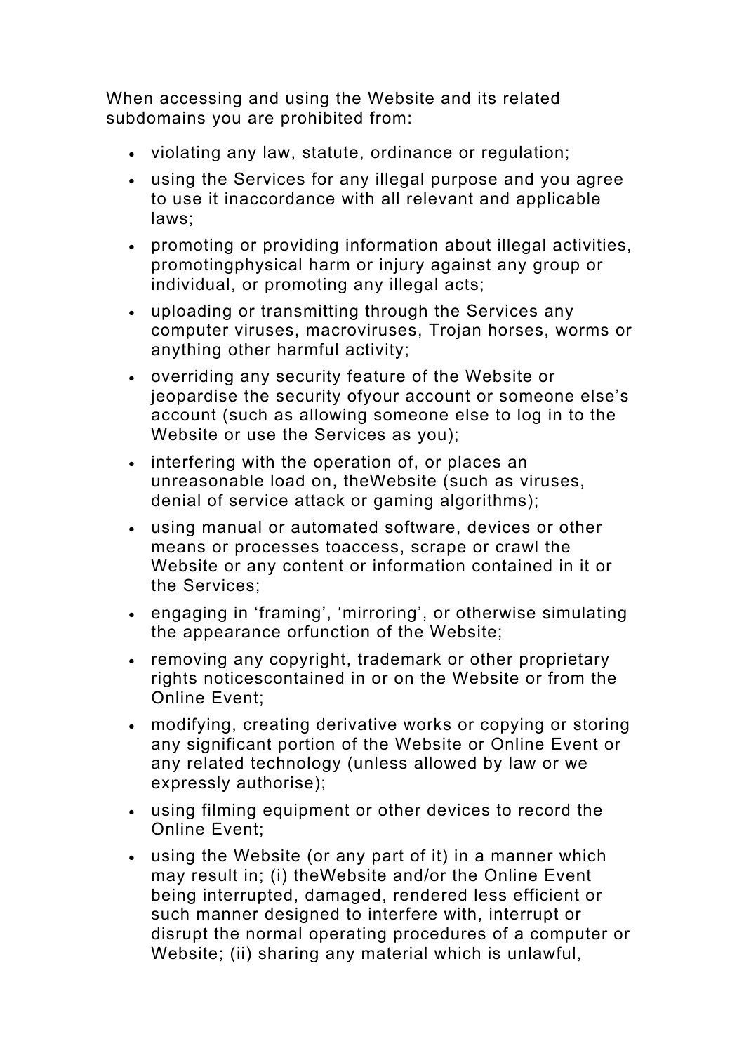When accessing and using the Website and its related subdomains you are prohibited from:

- violating any law, statute, ordinance or regulation;
- using the Services for any illegal purpose and you agree to use it inaccordance with all relevant and applicable laws;
- promoting or providing information about illegal activities, promotingphysical harm or injury against any group or individual, or promoting any illegal acts;
- uploading or transmitting through the Services any computer viruses, macroviruses, Trojan horses, worms or anything other harmful activity;
- overriding any security feature of the Website or jeopardise the security ofyour account or someone else's account (such as allowing someone else to log in to the Website or use the Services as you);
- interfering with the operation of, or places an unreasonable load on, theWebsite (such as viruses, denial of service attack or gaming algorithms);
- using manual or automated software, devices or other means or processes toaccess, scrape or crawl the Website or any content or information contained in it or the Services;
- engaging in 'framing', 'mirroring', or otherwise simulating the appearance orfunction of the Website;
- removing any copyright, trademark or other proprietary rights noticescontained in or on the Website or from the Online Event;
- modifying, creating derivative works or copying or storing any significant portion of the Website or Online Event or any related technology (unless allowed by law or we expressly authorise);
- using filming equipment or other devices to record the Online Event;
- using the Website (or any part of it) in a manner which may result in; (i) theWebsite and/or the Online Event being interrupted, damaged, rendered less efficient or such manner designed to interfere with, interrupt or disrupt the normal operating procedures of a computer or Website; (ii) sharing any material which is unlawful,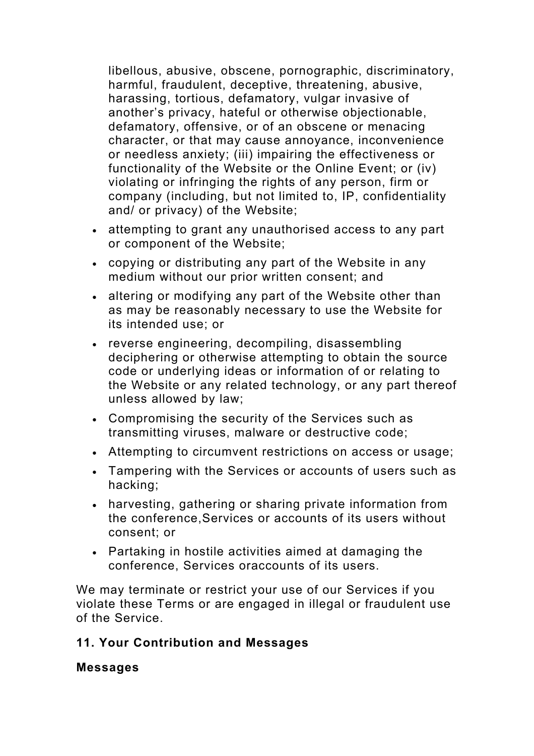libellous, abusive, obscene, pornographic, discriminatory, harmful, fraudulent, deceptive, threatening, abusive, harassing, tortious, defamatory, vulgar invasive of another's privacy, hateful or otherwise objectionable, defamatory, offensive, or of an obscene or menacing character, or that may cause annoyance, inconvenience or needless anxiety; (iii) impairing the effectiveness or functionality of the Website or the Online Event; or (iv) violating or infringing the rights of any person, firm or company (including, but not limited to, IP, confidentiality and/ or privacy) of the Website;

- attempting to grant any unauthorised access to any part or component of the Website;
- copying or distributing any part of the Website in any medium without our prior written consent; and
- altering or modifying any part of the Website other than as may be reasonably necessary to use the Website for its intended use; or
- reverse engineering, decompiling, disassembling deciphering or otherwise attempting to obtain the source code or underlying ideas or information of or relating to the Website or any related technology, or any part thereof unless allowed by law;
- Compromising the security of the Services such as transmitting viruses, malware or destructive code;
- Attempting to circumvent restrictions on access or usage;
- Tampering with the Services or accounts of users such as hacking;
- harvesting, gathering or sharing private information from the conference,Services or accounts of its users without consent; or
- Partaking in hostile activities aimed at damaging the conference, Services oraccounts of its users.

We may terminate or restrict your use of our Services if you violate these Terms or are engaged in illegal or fraudulent use of the Service.

### 11. Your Contribution and Messages

**Messages**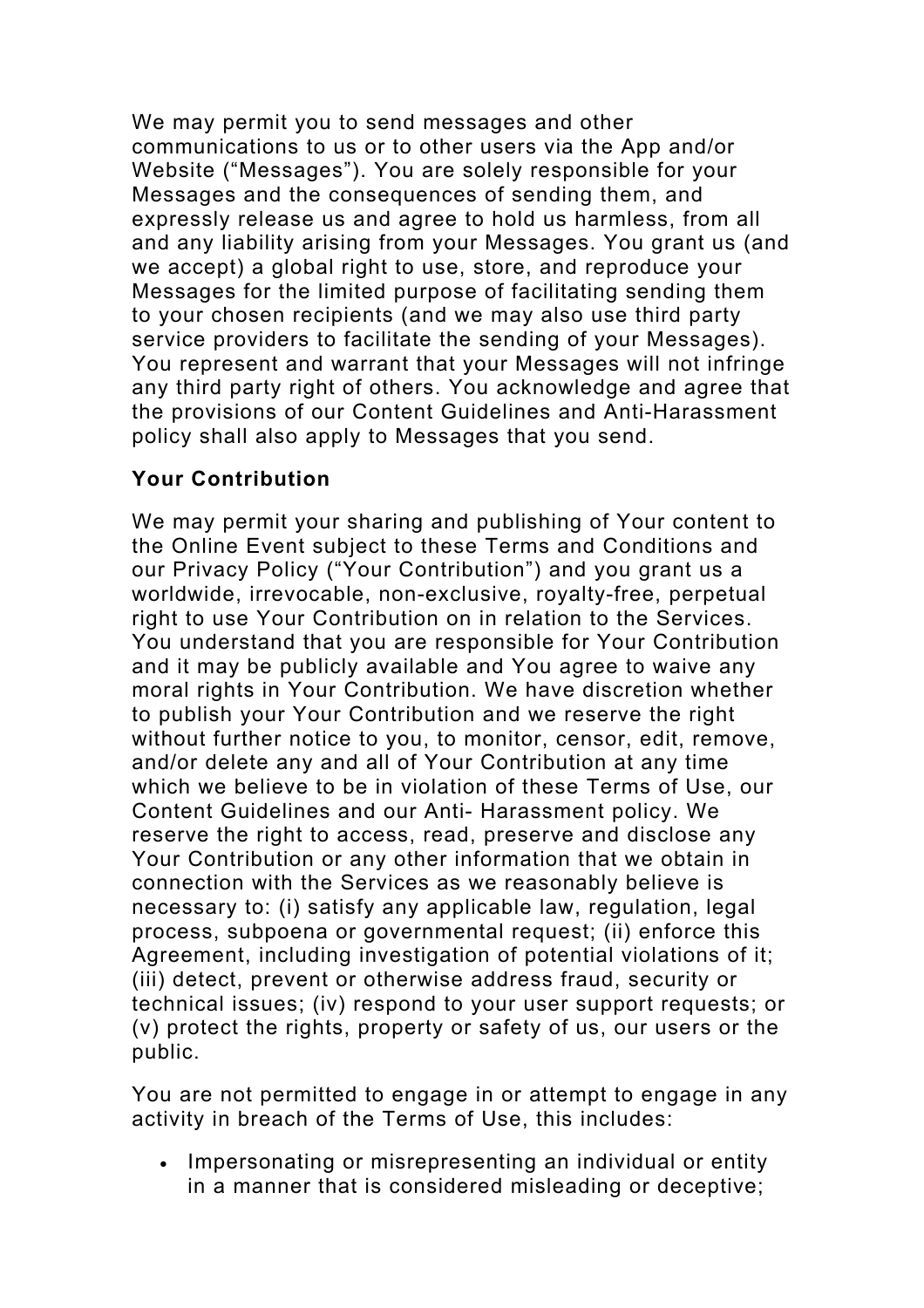We may permit you to send messages and other communications to us or to other users via the App and/or Website ("Messages"). You are solely responsible for your Messages and the consequences of sending them, and expressly release us and agree to hold us harmless, from all and any liability arising from your Messages. You grant us (and we accept) a global right to use, store, and reproduce your Messages for the limited purpose of facilitating sending them to your chosen recipients (and we may also use third party service providers to facilitate the sending of your Messages). You represent and warrant that your Messages will not infringe any third party right of others. You acknowledge and agree that the provisions of our Content Guidelines and Anti-Harassment policy shall also apply to Messages that you send.

**Your Contribution**

We may permit your sharing and publishing of Your content to the Online Event subject to these Terms and Conditions and our Privacy Policy ("Your Contribution") and you grant us a worldwide, irrevocable, non-exclusive, royalty-free, perpetual right to use Your Contribution on in relation to the Services. You understand that you are responsible for Your Contribution and it may be publicly available and You agree to waive any moral rights in Your Contribution. We have discretion whether to publish your Your Contribution and we reserve the right without further notice to you, to monitor, censor, edit, remove, and/or delete any and all of Your Contribution at any time which we believe to be in violation of these Terms of Use, our Content Guidelines and our Anti- Harassment policy. We reserve the right to access, read, preserve and disclose any Your Contribution or any other information that we obtain in connection with the Services as we reasonably believe is necessary to: (i) satisfy any applicable law, regulation, legal process, subpoena or governmental request; (ii) enforce this Agreement, including investigation of potential violations of it; (iii) detect, prevent or otherwise address fraud, security or technical issues; (iv) respond to your user support requests; or (v) protect the rights, property or safety of us, our users or the public.

You are not permitted to engage in or attempt to engage in any activity in breach of the Terms of Use, this includes:

- Impersonating or misrepresenting an individual or entity in a manner that is considered misleading or deceptive;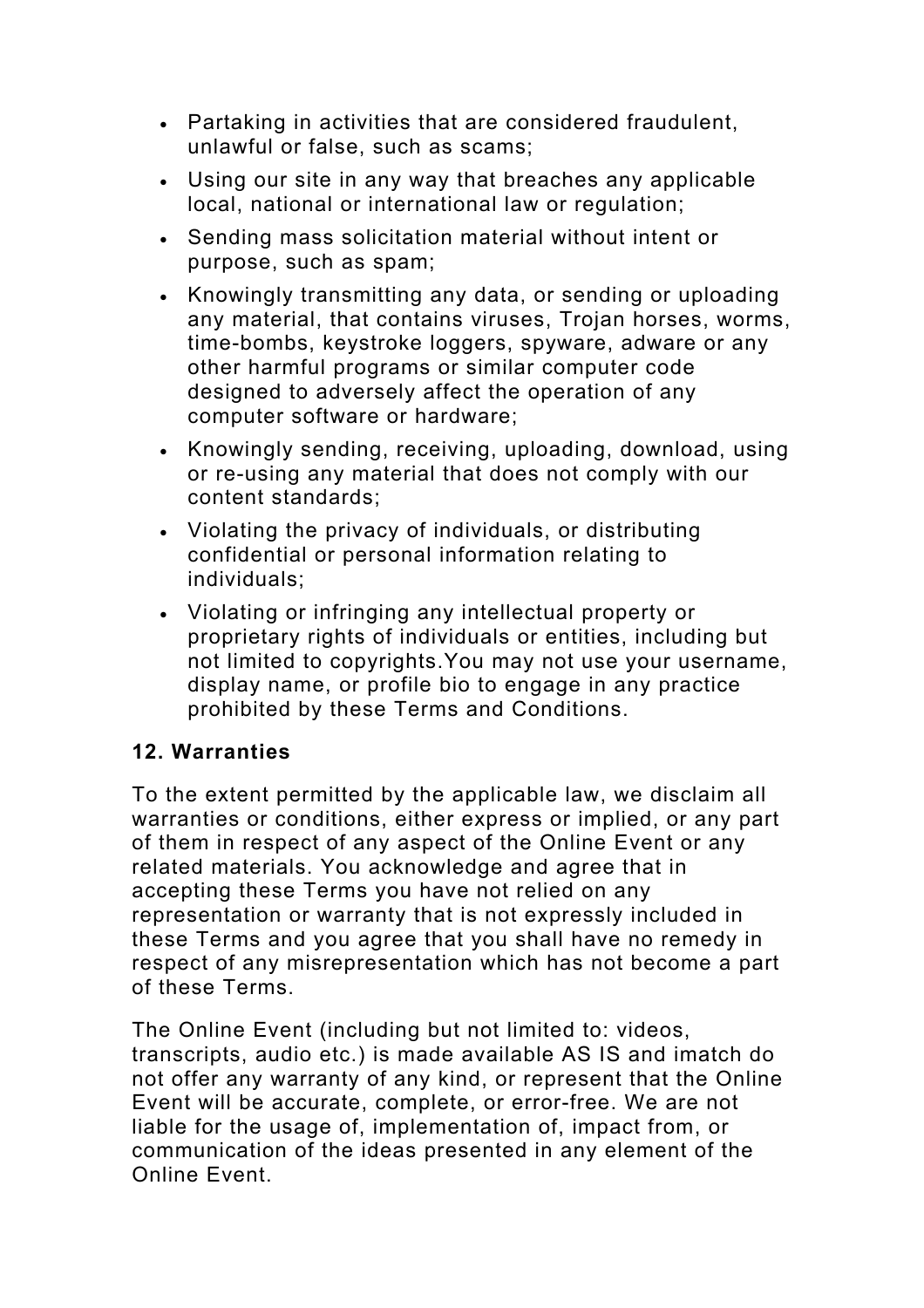- Partaking in activities that are considered fraudulent, unlawful or false, such as scams;
- Using our site in any way that breaches any applicable local, national or international law or regulation;
- Sending mass solicitation material without intent or purpose, such as spam;
- Knowingly transmitting any data, or sending or uploading any material, that contains viruses, Trojan horses, worms, time-bombs, keystroke loggers, spyware, adware or any other harmful programs or similar computer code designed to adversely affect the operation of any computer software or hardware;
- Knowingly sending, receiving, uploading, download, using or re-using any material that does not comply with our content standards;
- Violating the privacy of individuals, or distributing confidential or personal information relating to individuals;
- Violating or infringing any intellectual property or proprietary rights of individuals or entities, including but not limited to copyrights.You may not use your username, display name, or profile bio to engage in any practice prohibited by these Terms and Conditions.

**12. Warranties**

To the extent permitted by the applicable law, we disclaim all warranties or conditions, either express or implied, or any part of them in respect of any aspect of the Online Event or any related materials. You acknowledge and agree that in accepting these Terms you have not relied on any representation or warranty that is not expressly included in these Terms and you agree that you shall have no remedy in respect of any misrepresentation which has not become a part of these Terms.

The Online Event (including but not limited to: videos, transcripts, audio etc.) is made available AS IS and imatch do not offer any warranty of any kind, or represent that the Online Event will be accurate, complete, or error-free. We are not liable for the usage of, implementation of, impact from, or communication of the ideas presented in any element of the Online Event.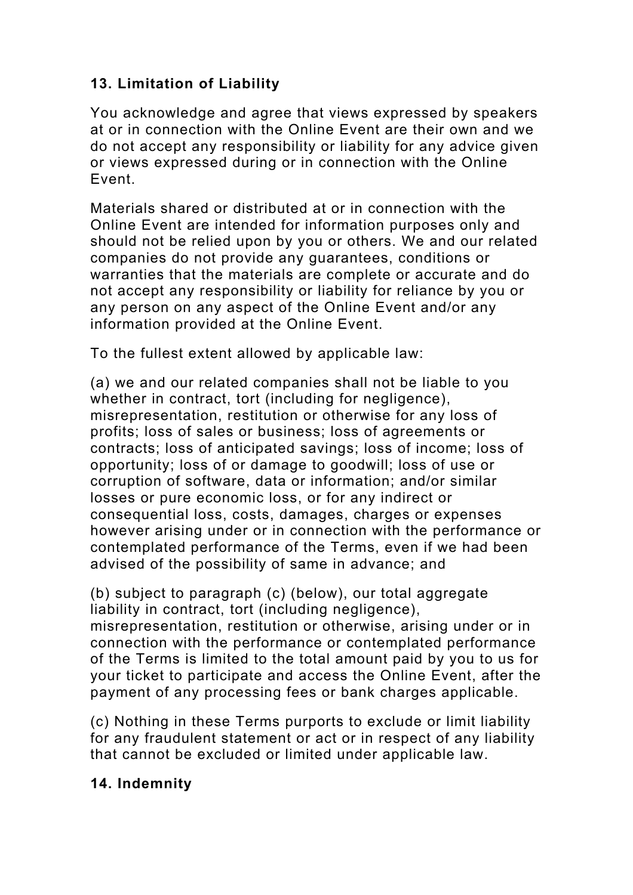**13. Limitation of Liability**

You acknowledge and agree that views expressed by speakers at or in connection with the Online Event are their own and we do not accept any responsibility or liability for any advice given or views expressed during or in connection with the Online Event.

Materials shared or distributed at or in connection with the Online Event are intended for information purposes only and should not be relied upon by you or others. We and our related companies do not provide any guarantees, conditions or warranties that the materials are complete or accurate and do not accept any responsibility or liability for reliance by you or any person on any aspect of the Online Event and/or any information provided at the Online Event.

To the fullest extent allowed by applicable law:

(a) we and our related companies shall not be liable to you whether in contract, tort (including for negligence), misrepresentation, restitution or otherwise for any loss of profits; loss of sales or business; loss of agreements or contracts; loss of anticipated savings; loss of income; loss of opportunity; loss of or damage to goodwill; loss of use or corruption of software, data or information; and/or similar losses or pure economic loss, or for any indirect or consequential loss, costs, damages, charges or expenses however arising under or in connection with the performance or contemplated performance of the Terms, even if we had been advised of the possibility of same in advance; and

(b) subject to paragraph (c) (below), our total aggregate liability in contract, tort (including negligence), misrepresentation, restitution or otherwise, arising under or in connection with the performance or contemplated performance of the Terms is limited to the total amount paid by you to us for your ticket to participate and access the Online Event, after the payment of any processing fees or bank charges applicable.

(c) Nothing in these Terms purports to exclude or limit liability for any fraudulent statement or act or in respect of any liability that cannot be excluded or limited under applicable law.

**14. Indemnity**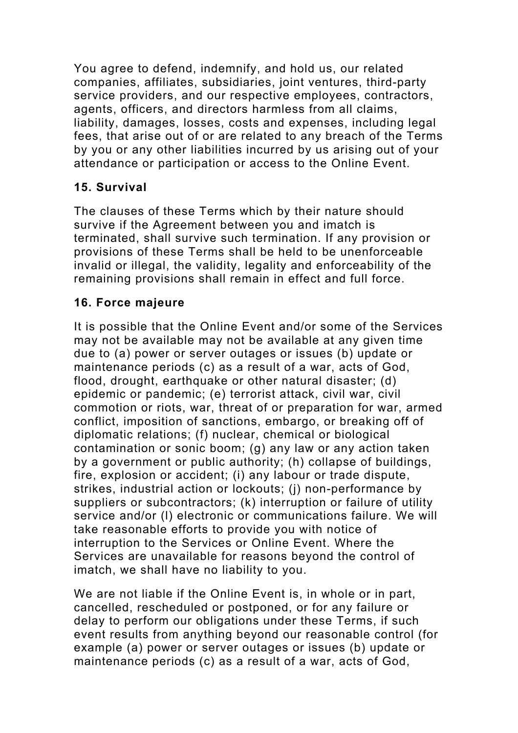You agree to defend, indemnify, and hold us, our related companies, affiliates, subsidiaries, joint ventures, third-party service providers, and our respective employees, contractors, agents, officers, and directors harmless from all claims, liability, damages, losses, costs and expenses, including legal fees, that arise out of or are related to any breach of the Terms by you or any other liabilities incurred by us arising out of your attendance or participation or access to the Online Event.

**15. Survival**

The clauses of these Terms which by their nature should survive if the Agreement between you and imatch is terminated, shall survive such termination. If any provision or provisions of these Terms shall be held to be unenforceable invalid or illegal, the validity, legality and enforceability of the remaining provisions shall remain in effect and full force.

**16. Force majeure**

It is possible that the Online Event and/or some of the Services may not be available may not be available at any given time due to (a) power or server outages or issues (b) update or maintenance periods (c) as a result of a war, acts of God, flood, drought, earthquake or other natural disaster; (d) epidemic or pandemic; (e) terrorist attack, civil war, civil commotion or riots, war, threat of or preparation for war, armed conflict, imposition of sanctions, embargo, or breaking off of diplomatic relations; (f) nuclear, chemical or biological contamination or sonic boom; (g) any law or any action taken by a government or public authority; (h) collapse of buildings, fire, explosion or accident; (i) any labour or trade dispute, strikes, industrial action or lockouts; (j) non-performance by suppliers or subcontractors; (k) interruption or failure of utility service and/or (l) electronic or communications failure. We will take reasonable efforts to provide you with notice of interruption to the Services or Online Event. Where the Services are unavailable for reasons beyond the control of imatch, we shall have no liability to you.

We are not liable if the Online Event is, in whole or in part, cancelled, rescheduled or postponed, or for any failure or delay to perform our obligations under these Terms, if such event results from anything beyond our reasonable control (for example (a) power or server outages or issues (b) update or maintenance periods (c) as a result of a war, acts of God,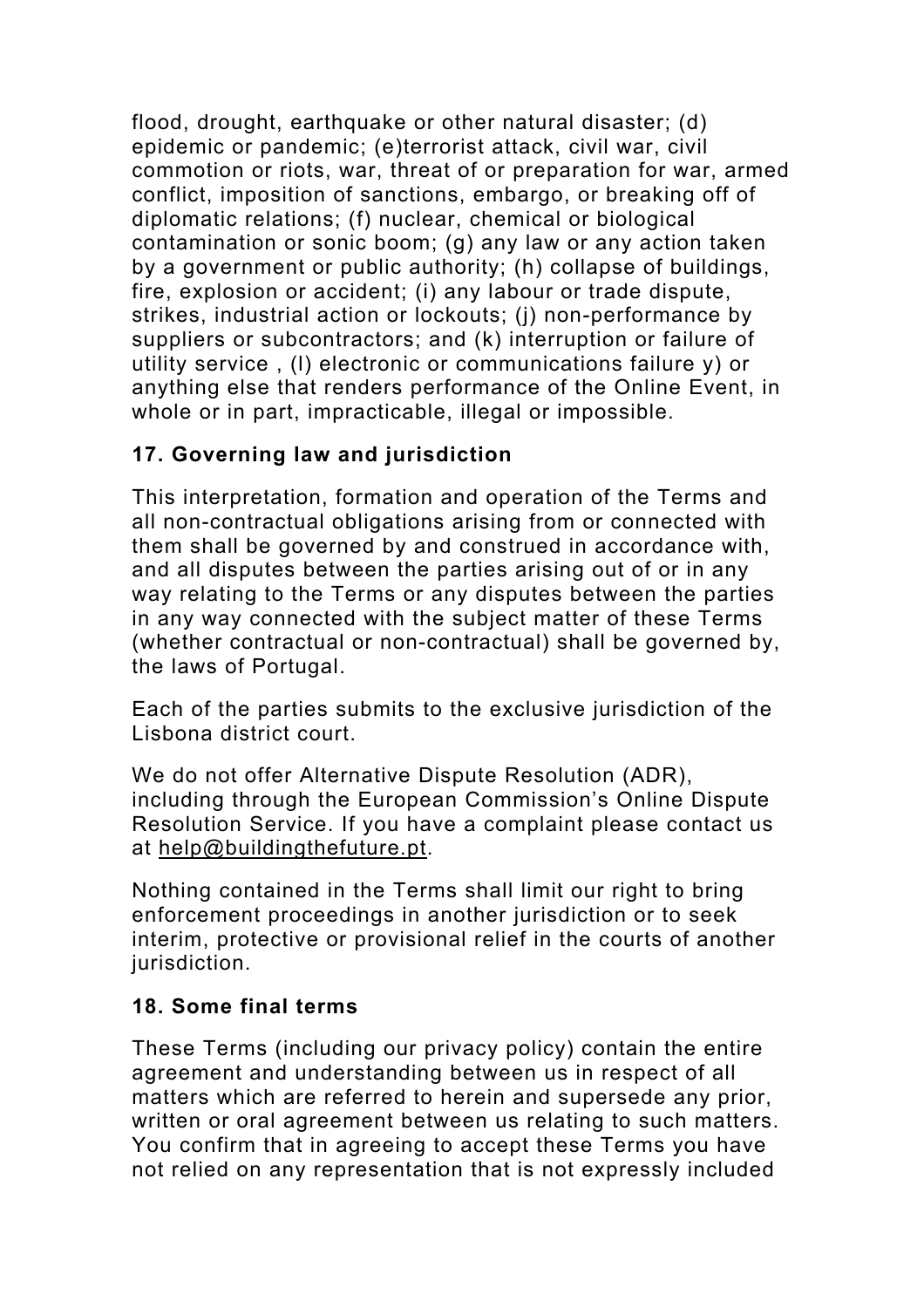flood, drought, earthquake or other natural disaster; (d) epidemic or pandemic; (e)terrorist attack, civil war, civil commotion or riots, war, threat of or preparation for war, armed conflict, imposition of sanctions, embargo, or breaking off of diplomatic relations; (f) nuclear, chemical or biological contamination or sonic boom; (g) any law or any action taken by a government or public authority; (h) collapse of buildings, fire, explosion or accident; (i) any labour or trade dispute, strikes, industrial action or lockouts; (j) non-performance by suppliers or subcontractors; and (k) interruption or failure of utility service , (l) electronic or communications failure y) or anything else that renders performance of the Online Event, in whole or in part, impracticable, illegal or impossible.

**17. Governing law and jurisdiction**

This interpretation, formation and operation of the Terms and all non-contractual obligations arising from or connected with them shall be governed by and construed in accordance with, and all disputes between the parties arising out of or in any way relating to the Terms or any disputes between the parties in any way connected with the subject matter of these Terms (whether contractual or non-contractual) shall be governed by, the laws of Portugal.

Each of the parties submits to the exclusive jurisdiction of the Lisbona district court.

We do not offer Alternative Dispute Resolution (ADR), including through the European Commission's Online Dispute Resolution Service. If you have a complaint please contact us at help@buildingthefuture.pt.

Nothing contained in the Terms shall limit our right to bring enforcement proceedings in another jurisdiction or to seek interim, protective or provisional relief in the courts of another jurisdiction.

**18. Some final terms**

These Terms (including our privacy policy) contain the entire agreement and understanding between us in respect of all matters which are referred to herein and supersede any prior, written or oral agreement between us relating to such matters. You confirm that in agreeing to accept these Terms you have not relied on any representation that is not expressly included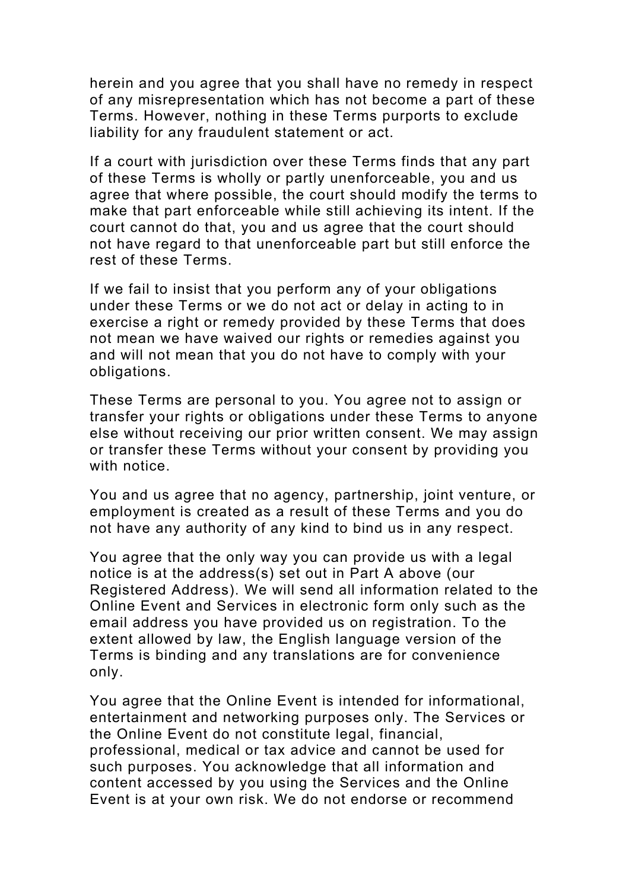herein and you agree that you shall have no remedy in respect of any misrepresentation which has not become a part of these Terms. However, nothing in these Terms purports to exclude liability for any fraudulent statement or act.

If a court with jurisdiction over these Terms finds that any part of these Terms is wholly or partly unenforceable, you and us agree that where possible, the court should modify the terms to make that part enforceable while still achieving its intent. If the court cannot do that, you and us agree that the court should not have regard to that unenforceable part but still enforce the rest of these Terms.

If we fail to insist that you perform any of your obligations under these Terms or we do not act or delay in acting to in exercise a right or remedy provided by these Terms that does not mean we have waived our rights or remedies against you and will not mean that you do not have to comply with your obligations.

These Terms are personal to you. You agree not to assign or transfer your rights or obligations under these Terms to anyone else without receiving our prior written consent. We may assign or transfer these Terms without your consent by providing you with notice.

You and us agree that no agency, partnership, joint venture, or employment is created as a result of these Terms and you do not have any authority of any kind to bind us in any respect.

You agree that the only way you can provide us with a legal notice is at the address(s) set out in Part A above (our Registered Address). We will send all information related to the Online Event and Services in electronic form only such as the email address you have provided us on registration. To the extent allowed by law, the English language version of the Terms is binding and any translations are for convenience only.

You agree that the Online Event is intended for informational, entertainment and networking purposes only. The Services or the Online Event do not constitute legal, financial, professional, medical or tax advice and cannot be used for such purposes. You acknowledge that all information and content accessed by you using the Services and the Online Event is at your own risk. We do not endorse or recommend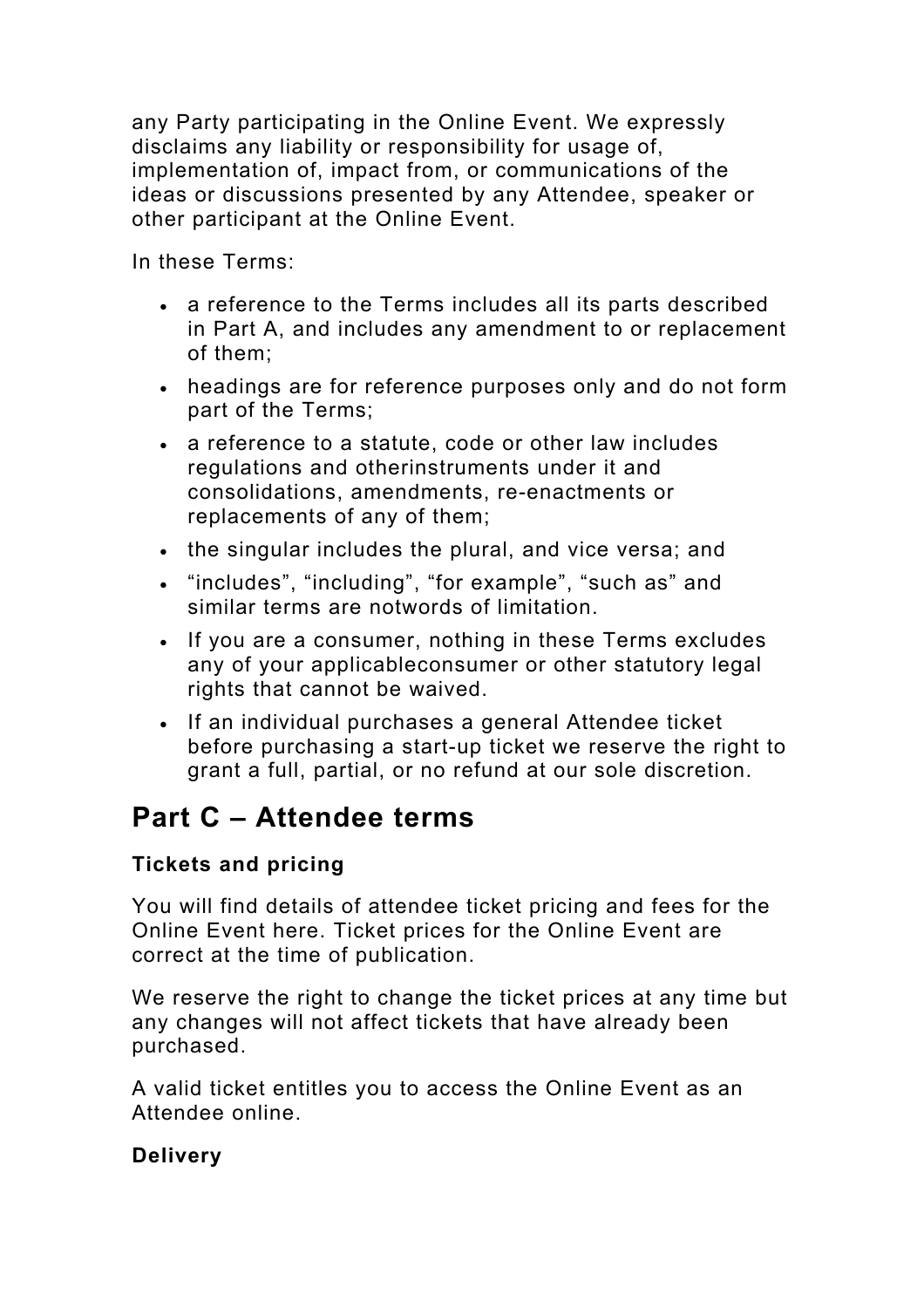any Party participating in the Online Event. We expressly disclaims any liability or responsibility for usage of, implementation of, impact from, or communications of the ideas or discussions presented by any Attendee, speaker or other participant at the Online Event.

In these Terms:

- a reference to the Terms includes all its parts described in Part A, and includes any amendment to or replacement of them;
- headings are for reference purposes only and do not form part of the Terms;
- a reference to a statute, code or other law includes regulations and otherinstruments under it and consolidations, amendments, re-enactments or replacements of any of them;
- the singular includes the plural, and vice versa; and
- "includes", "including", "for example", "such as" and similar terms are notwords of limitation.
- If you are a consumer, nothing in these Terms excludes any of your applicableconsumer or other statutory legal rights that cannot be waived.
- If an individual purchases a general Attendee ticket before purchasing a start-up ticket we reserve the right to grant a full, partial, or no refund at our sole discretion.

## Part C – Attendee terms

**Tickets and pricing**

You will find details of attendee ticket pricing and fees for the Online Event here. Ticket prices for the Online Event are correct at the time of publication.

We reserve the right to change the ticket prices at any time but any changes will not affect tickets that have already been purchased.

A valid ticket entitles you to access the Online Event as an Attendee online.

**Delivery**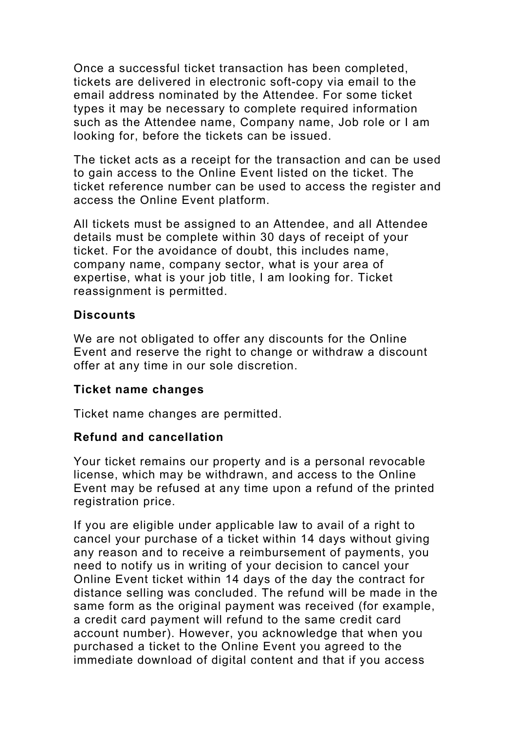Once a successful ticket transaction has been completed, tickets are delivered in electronic soft-copy via email to the email address nominated by the Attendee. For some ticket types it may be necessary to complete required information such as the Attendee name, Company name, Job role or I am looking for, before the tickets can be issued.

The ticket acts as a receipt for the transaction and can be used to gain access to the Online Event listed on the ticket. The ticket reference number can be used to access the register and access the Online Event platform.

All tickets must be assigned to an Attendee, and all Attendee details must be complete within 30 days of receipt of your ticket. For the avoidance of doubt, this includes name, company name, company sector, what is your area of expertise, what is your job title, I am looking for. Ticket reassignment is permitted.

### Discounts

We are not obligated to offer any discounts for the Online Event and reserve the right to change or withdraw a discount offer at any time in our sole discretion.

### Ticket name changes

Ticket name changes are permitted.

### Refund and cancellation

Your ticket remains our property and is a personal revocable license, which may be withdrawn, and access to the Online Event may be refused at any time upon a refund of the printed registration price.

If you are eligible under applicable law to avail of a right to cancel your purchase of a ticket within 14 days without giving any reason and to receive a reimbursement of payments, you need to notify us in writing of your decision to cancel your Online Event ticket within 14 days of the day the contract for distance selling was concluded. The refund will be made in the same form as the original payment was received (for example, a credit card payment will refund to the same credit card account number). However, you acknowledge that when you purchased a ticket to the Online Event you agreed to the immediate download of digital content and that if you access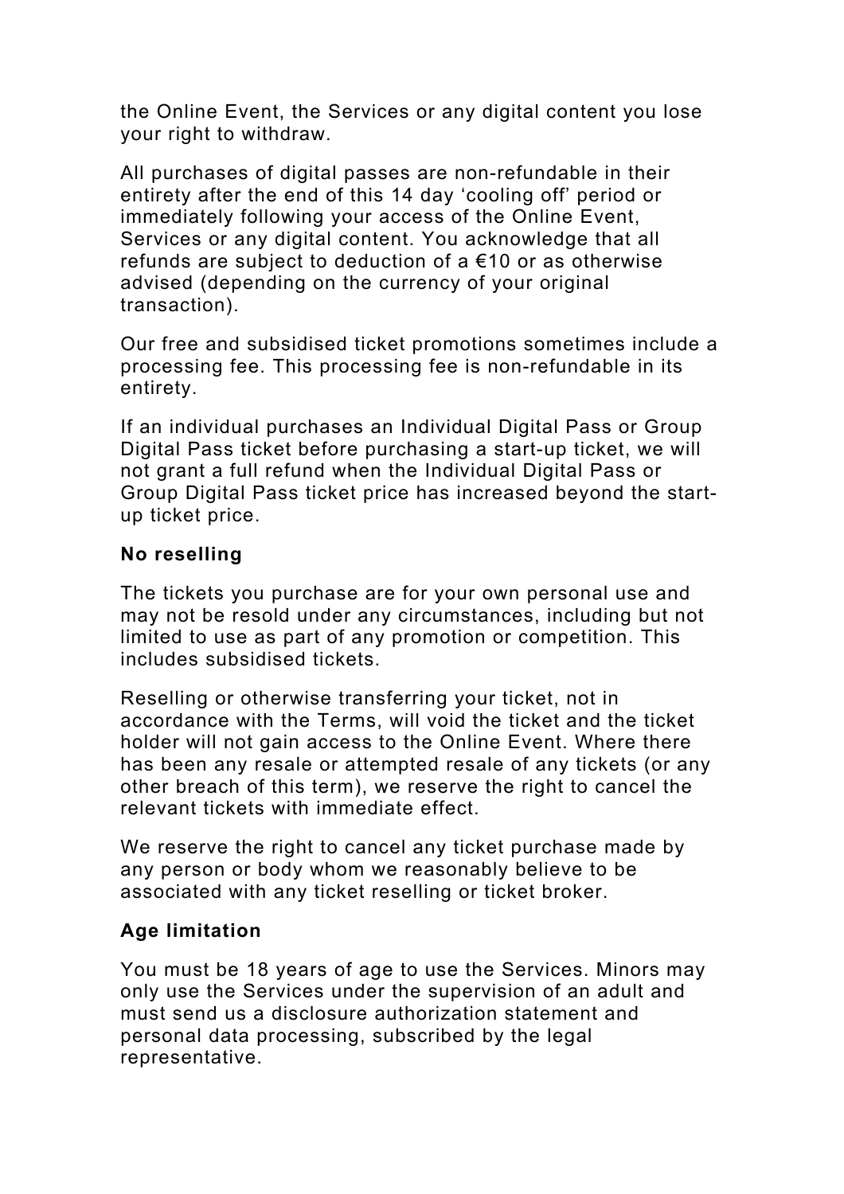the Online Event, the Services or any digital content you lose your right to withdraw.

All purchases of digital passes are non-refundable in their entirety after the end of this 14 day 'cooling off' period or immediately following your access of the Online Event, Services or any digital content. You acknowledge that all refunds are subject to deduction of a €10 or as otherwise advised (depending on the currency of your original transaction).

Our free and subsidised ticket promotions sometimes include a processing fee. This processing fee is non-refundable in its entirety.

If an individual purchases an Individual Digital Pass or Group Digital Pass ticket before purchasing a start-up ticket, we will not grant a full refund when the Individual Digital Pass or Group Digital Pass ticket price has increased beyond the start-up ticket price.

**No reselling**

The tickets you purchase are for your own personal use and may not be resold under any circumstances, including but not limited to use as part of any promotion or competition. This includes subsidised tickets.

Reselling or otherwise transferring your ticket, not in accordance with the Terms, will void the ticket and the ticket holder will not gain access to the Online Event. Where there has been any resale or attempted resale of any tickets (or any other breach of this term), we reserve the right to cancel the relevant tickets with immediate effect.

We reserve the right to cancel any ticket purchase made by any person or body whom we reasonably believe to be associated with any ticket reselling or ticket broker.

**Age limitation**

You must be 18 years of age to use the Services. Minors may only use the Services under the supervision of an adult and must send us a disclosure authorization statement and personal data processing, subscribed by the legal representative.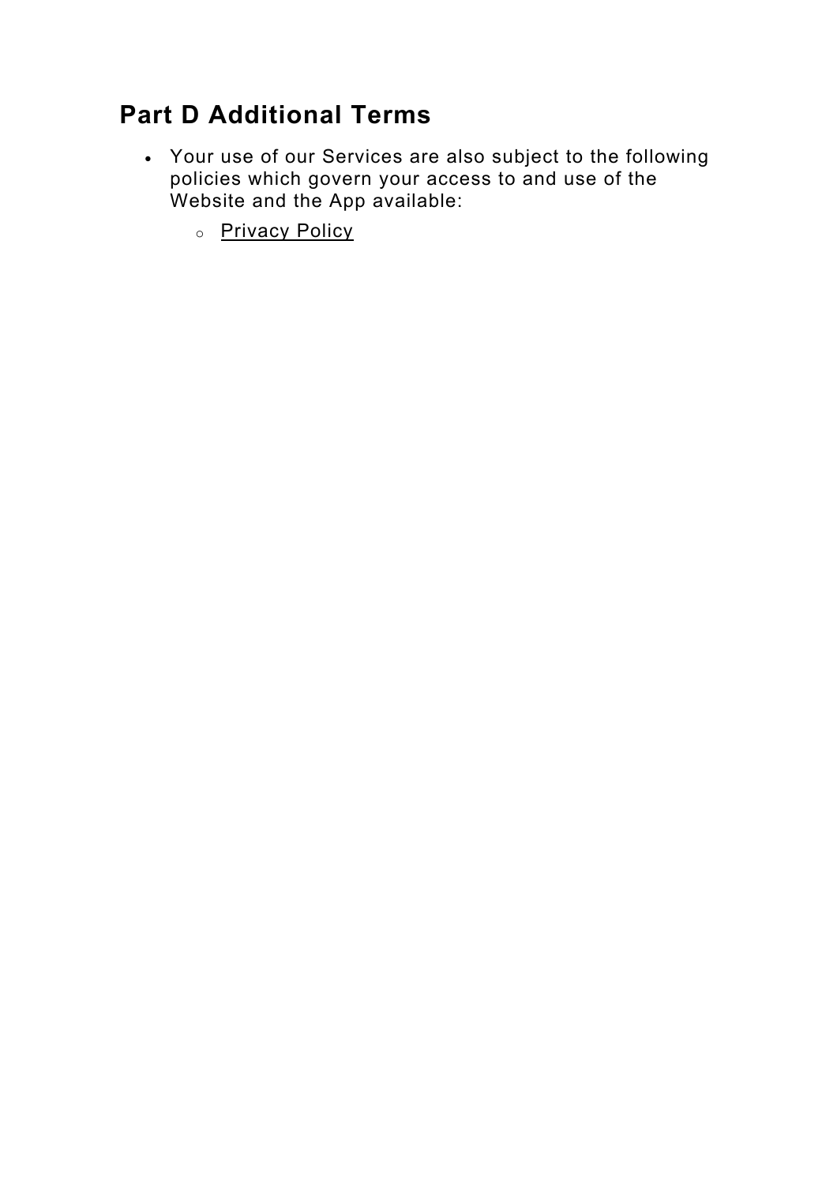## Part D Additional Terms

- Your use of our Services are also subject to the following policies which govern your access to and use of the Website and the App available:
  - Privacy Policy